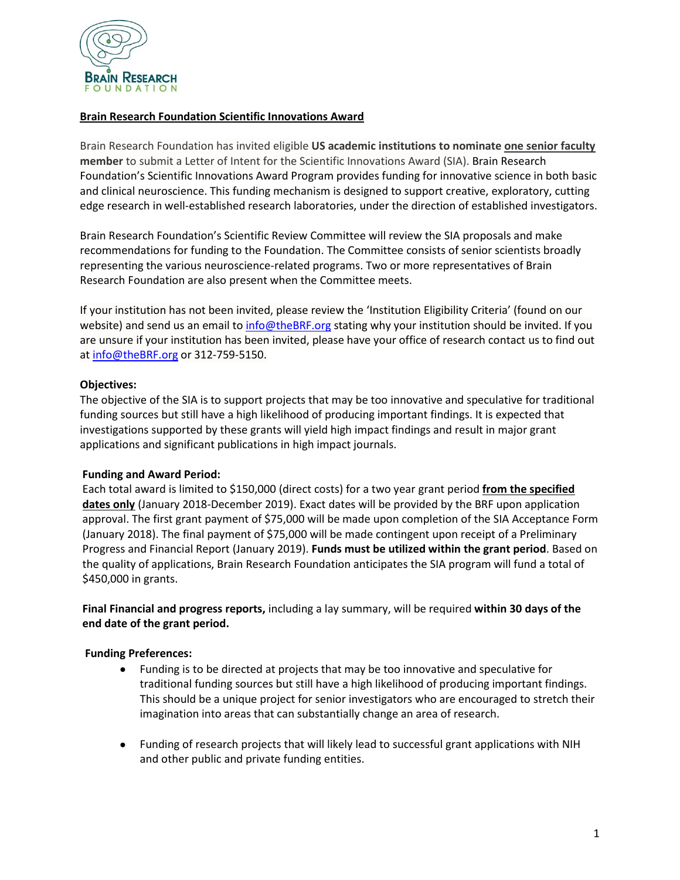BRAIN RESEARCH
FOUNDATION

**Brain Research Foundation Scientific Innovations Award**

Brain Research Foundation has invited eligible **US academic institutions to nominate one senior faculty member** to submit a Letter of Intent for the Scientific Innovations Award (SIA). Brain Research Foundation's Scientific Innovations Award Program provides funding for innovative science in both basic and clinical neuroscience. This funding mechanism is designed to support creative, exploratory, cutting edge research in well-established research laboratories, under the direction of established investigators.

Brain Research Foundation's Scientific Review Committee will review the SIA proposals and make recommendations for funding to the Foundation. The Committee consists of senior scientists broadly representing the various neuroscience-related programs. Two or more representatives of Brain Research Foundation are also present when the Committee meets.

If your institution has not been invited, please review the 'Institution Eligibility Criteria' (found on our website) and send us an email to info@theBRF.org stating why your institution should be invited. If you are unsure if your institution has been invited, please have your office of research contact us to find out at info@theBRF.org or 312-759-5150.

**Objectives:**

The objective of the SIA is to support projects that may be too innovative and speculative for traditional funding sources but still have a high likelihood of producing important findings. It is expected that investigations supported by these grants will yield high impact findings and result in major grant applications and significant publications in high impact journals.

**Funding and Award Period:**

Each total award is limited to $150,000 (direct costs) for a two year grant period **from the specified dates only** (January 2018-December 2019). Exact dates will be provided by the BRF upon application approval. The first grant payment of $75,000 will be made upon completion of the SIA Acceptance Form (January 2018). The final payment of $75,000 will be made contingent upon receipt of a Preliminary Progress and Financial Report (January 2019). **Funds must be utilized within the grant period**. Based on the quality of applications, Brain Research Foundation anticipates the SIA program will fund a total of $450,000 in grants.

**Final Financial and progress reports,** including a lay summary, will be required **within 30 days of the end date of the grant period.**

**Funding Preferences:**

- Funding is to be directed at projects that may be too innovative and speculative for traditional funding sources but still have a high likelihood of producing important findings. This should be a unique project for senior investigators who are encouraged to stretch their imagination into areas that can substantially change an area of research.

- Funding of research projects that will likely lead to successful grant applications with NIH and other public and private funding entities.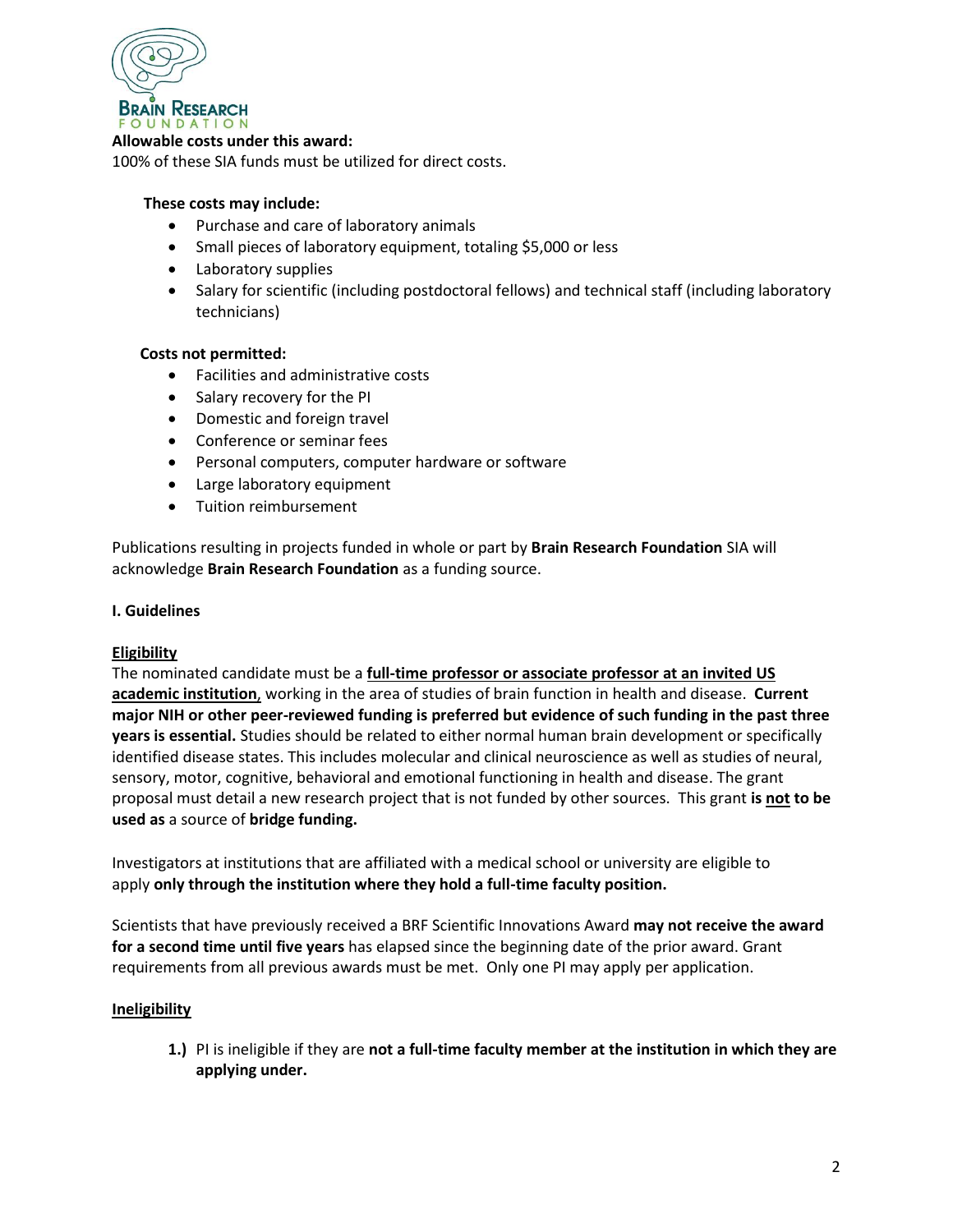**Allowable costs under this award:**
100% of these SIA funds must be utilized for direct costs.

**These costs may include:**

- Purchase and care of laboratory animals
- Small pieces of laboratory equipment, totaling $5,000 or less
- Laboratory supplies
- Salary for scientific (including postdoctoral fellows) and technical staff (including laboratory technicians)

**Costs not permitted:**

- Facilities and administrative costs
- Salary recovery for the PI
- Domestic and foreign travel
- Conference or seminar fees
- Personal computers, computer hardware or software
- Large laboratory equipment
- Tuition reimbursement

Publications resulting in projects funded in whole or part by **Brain Research Foundation** SIA will acknowledge **Brain Research Foundation** as a funding source.

**I. Guidelines**

**Eligibility**

The nominated candidate must be a **full-time professor or associate professor at an invited US academic institution**, working in the area of studies of brain function in health and disease. **Current major NIH or other peer-reviewed funding is preferred but evidence of such funding in the past three years is essential.** Studies should be related to either normal human brain development or specifically identified disease states. This includes molecular and clinical neuroscience as well as studies of neural, sensory, motor, cognitive, behavioral and emotional functioning in health and disease. The grant proposal must detail a new research project that is not funded by other sources. This grant **is not to be used as** a source of **bridge funding.**

Investigators at institutions that are affiliated with a medical school or university are eligible to apply **only through the institution where they hold a full-time faculty position.**

Scientists that have previously received a BRF Scientific Innovations Award **may not receive the award for a second time until five years** has elapsed since the beginning date of the prior award. Grant requirements from all previous awards must be met. Only one PI may apply per application.

**Ineligibility**

1.) PI is ineligible if they are **not a full-time faculty member at the institution in which they are applying under.**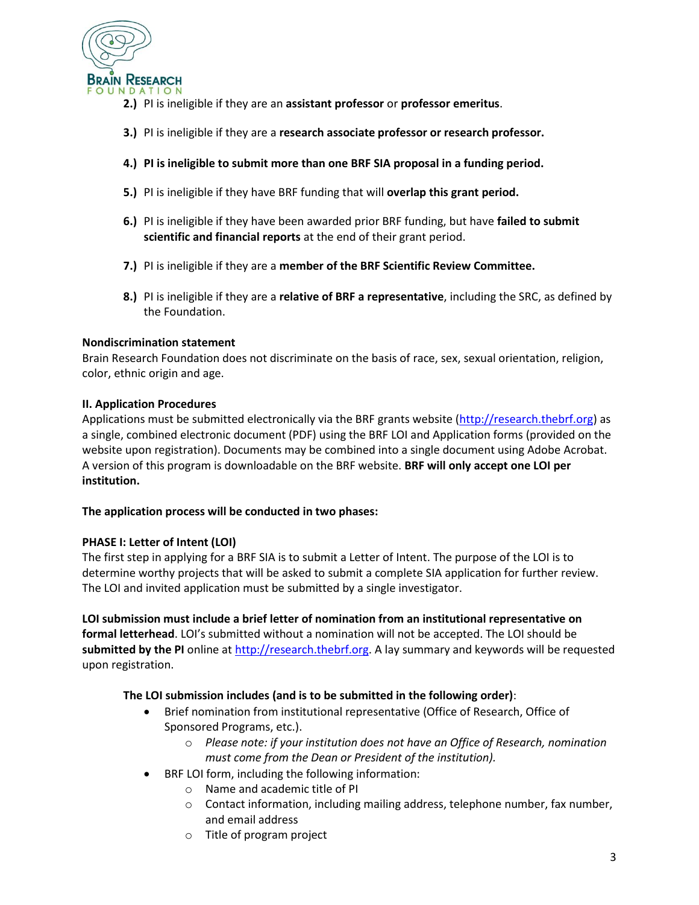2.) PI is ineligible if they are an **assistant professor** or **professor emeritus**.

3.) PI is ineligible if they are a **research associate professor or research professor.**

4.) **PI is ineligible to submit more than one BRF SIA proposal in a funding period.**

5.) PI is ineligible if they have BRF funding that will **overlap this grant period.**

6.) PI is ineligible if they have been awarded prior BRF funding, but have **failed to submit scientific and financial reports** at the end of their grant period.

7.) PI is ineligible if they are a **member of the BRF Scientific Review Committee.**

8.) PI is ineligible if they are a **relative of BRF a representative**, including the SRC, as defined by the Foundation.

**Nondiscrimination statement**

Brain Research Foundation does not discriminate on the basis of race, sex, sexual orientation, religion, color, ethnic origin and age.

**II. Application Procedures**

Applications must be submitted electronically via the BRF grants website (http://research.thebrf.org) as a single, combined electronic document (PDF) using the BRF LOI and Application forms (provided on the website upon registration). Documents may be combined into a single document using Adobe Acrobat. A version of this program is downloadable on the BRF website. **BRF will only accept one LOI per institution.**

**The application process will be conducted in two phases:**

**PHASE I: Letter of Intent (LOI)**

The first step in applying for a BRF SIA is to submit a Letter of Intent. The purpose of the LOI is to determine worthy projects that will be asked to submit a complete SIA application for further review. The LOI and invited application must be submitted by a single investigator.

**LOI submission must include a brief letter of nomination from an institutional representative on formal letterhead**. LOI's submitted without a nomination will not be accepted. The LOI should be **submitted by the PI** online at http://research.thebrf.org. A lay summary and keywords will be requested upon registration.

**The LOI submission includes (and is to be submitted in the following order)**:

- Brief nomination from institutional representative (Office of Research, Office of Sponsored Programs, etc.).
  - *Please note: if your institution does not have an Office of Research, nomination must come from the Dean or President of the institution).*
- BRF LOI form, including the following information:
  - Name and academic title of PI
  - Contact information, including mailing address, telephone number, fax number, and email address
  - Title of program project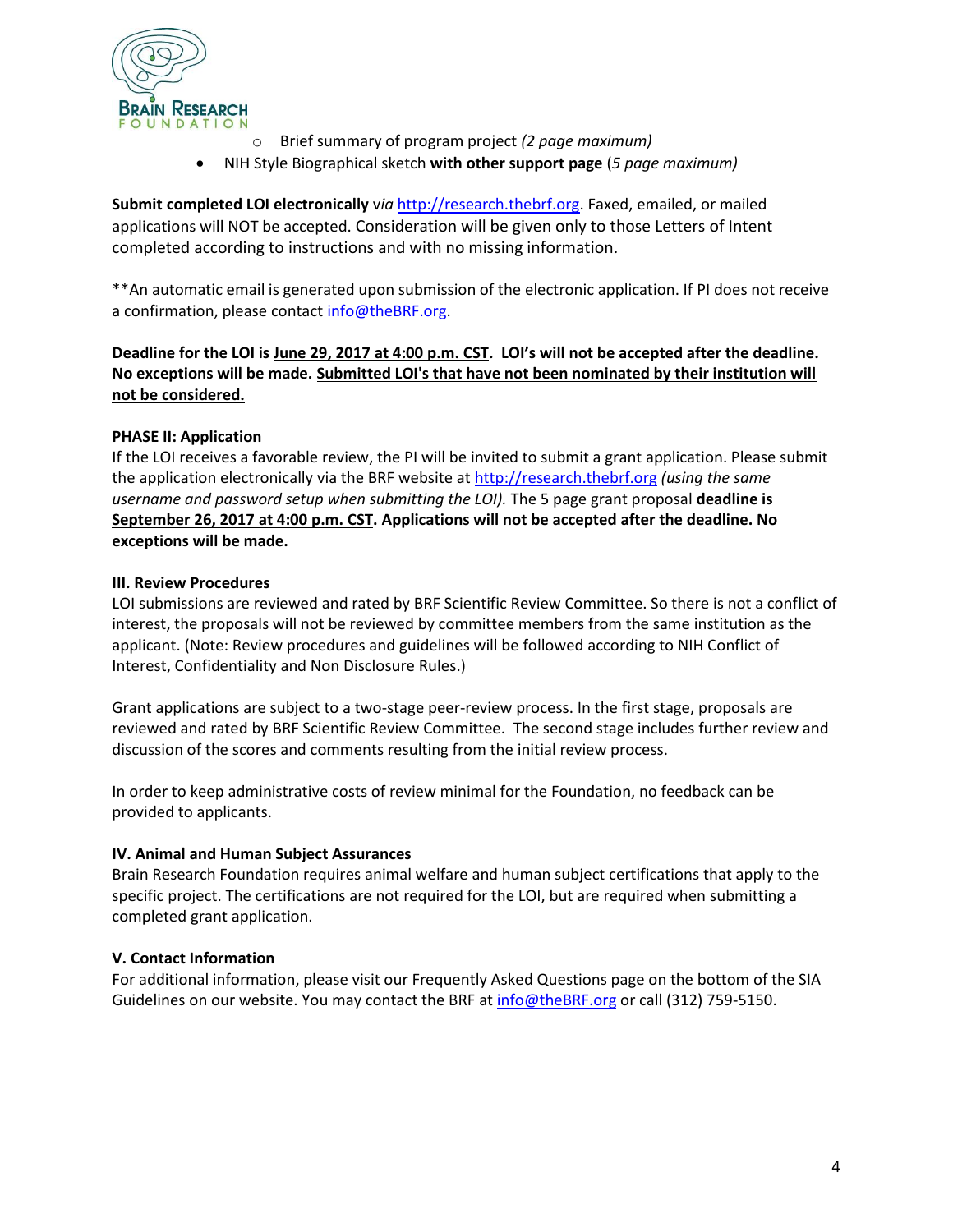- Brief summary of program project *(2 page maximum)*
- NIH Style Biographical sketch **with other support page** (*5 page maximum)*

**Submit completed LOI electronically** v*ia* http://research.thebrf.org. Faxed, emailed, or mailed applications will NOT be accepted. Consideration will be given only to those Letters of Intent completed according to instructions and with no missing information.

**An automatic email is generated upon submission of the electronic application. If PI does not receive a confirmation, please contact info@theBRF.org.

**Deadline for the LOI is June 29, 2017 at 4:00 p.m. CST. LOI's will not be accepted after the deadline. No exceptions will be made. Submitted LOI's that have not been nominated by their institution will not be considered.**

**PHASE II: Application**

If the LOI receives a favorable review, the PI will be invited to submit a grant application. Please submit the application electronically via the BRF website at http://research.thebrf.org *(using the same username and password setup when submitting the LOI).* The 5 page grant proposal **deadline is September 26, 2017 at 4:00 p.m. CST. Applications will not be accepted after the deadline. No exceptions will be made.**

**III. Review Procedures**

LOI submissions are reviewed and rated by BRF Scientific Review Committee. So there is not a conflict of interest, the proposals will not be reviewed by committee members from the same institution as the applicant. (Note: Review procedures and guidelines will be followed according to NIH Conflict of Interest, Confidentiality and Non Disclosure Rules.)

Grant applications are subject to a two-stage peer-review process. In the first stage, proposals are reviewed and rated by BRF Scientific Review Committee. The second stage includes further review and discussion of the scores and comments resulting from the initial review process.

In order to keep administrative costs of review minimal for the Foundation, no feedback can be provided to applicants.

**IV. Animal and Human Subject Assurances**

Brain Research Foundation requires animal welfare and human subject certifications that apply to the specific project. The certifications are not required for the LOI, but are required when submitting a completed grant application.

**V. Contact Information**

For additional information, please visit our Frequently Asked Questions page on the bottom of the SIA Guidelines on our website. You may contact the BRF at info@theBRF.org or call (312) 759-5150.